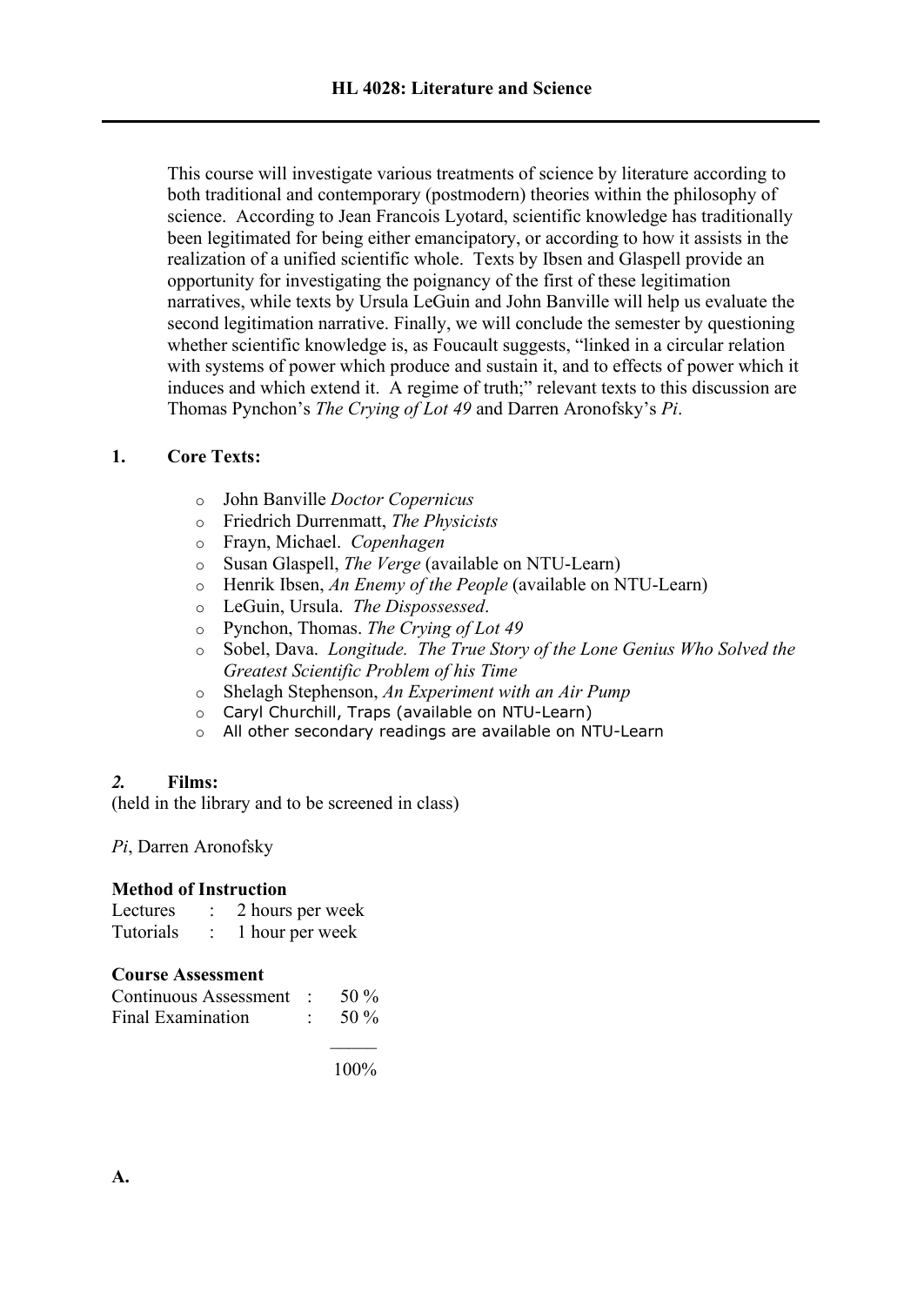# HL 4028: Literature and Science

This course will investigate various treatments of science by literature according to both traditional and contemporary (postmodern) theories within the philosophy of science. According to Jean Francois Lyotard, scientific knowledge has traditionally been legitimated for being either emancipatory, or according to how it assists in the realization of a unified scientific whole. Texts by Ibsen and Glaspell provide an opportunity for investigating the poignancy of the first of these legitimation narratives, while texts by Ursula LeGuin and John Banville will help us evaluate the second legitimation narrative. Finally, we will conclude the semester by questioning whether scientific knowledge is, as Foucault suggests, "linked in a circular relation with systems of power which produce and sustain it, and to effects of power which it induces and which extend it. A regime of truth;" relevant texts to this discussion are Thomas Pynchon's *The Crying of Lot 49* and Darren Aronofsky's *Pi*.

## 1. Core Texts:

- John Banville *Doctor Copernicus*
- Friedrich Durrenmatt, *The Physicists*
- Frayn, Michael. *Copenhagen*
- Susan Glaspell, *The Verge* (available on NTU-Learn)
- Henrik Ibsen, *An Enemy of the People* (available on NTU-Learn)
- LeGuin, Ursula. *The Dispossessed*.
- Pynchon, Thomas. *The Crying of Lot 49*
- Sobel, Dava. *Longitude. The True Story of the Lone Genius Who Solved the Greatest Scientific Problem of his Time*
- Shelagh Stephenson, *An Experiment with an Air Pump*
- Caryl Churchill, Traps (available on NTU-Learn)
- All other secondary readings are available on NTU-Learn

## *2.* Films:

(held in the library and to be screened in class)

*Pi*, Darren Aronofsky

**Method of Instruction**

| | | |
|---|---|---|
| Lectures | : | 2 hours per week |
| Tutorials | : | 1 hour per week |

**Course Assessment**

| | | |
|---|---|---|
| Continuous Assessment | : | 50 % |
| Final Examination | : | 50 % |
| | | 100% |

**A.**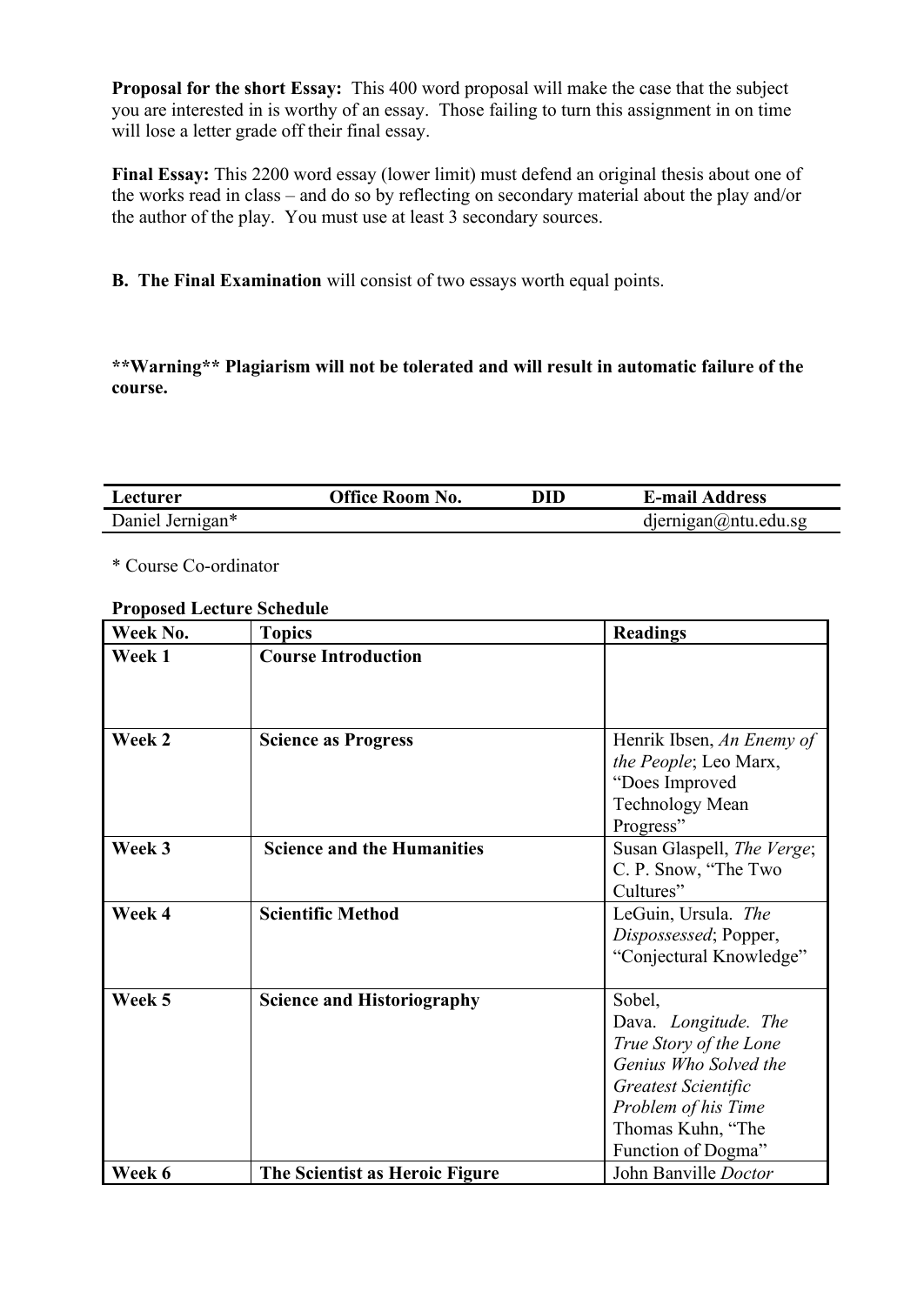**Proposal for the short Essay:** This 400 word proposal will make the case that the subject you are interested in is worthy of an essay. Those failing to turn this assignment in on time will lose a letter grade off their final essay.

**Final Essay:** This 2200 word essay (lower limit) must defend an original thesis about one of the works read in class – and do so by reflecting on secondary material about the play and/or the author of the play. You must use at least 3 secondary sources.

**B. The Final Examination** will consist of two essays worth equal points.

****Warning** Plagiarism will not be tolerated and will result in automatic failure of the course.**

| Lecturer | Office Room No. | DID | E-mail Address |
|---|---|---|---|
| Daniel Jernigan* | | | djernigan@ntu.edu.sg |

\* Course Co-ordinator

**Proposed Lecture Schedule**

| Week No. | Topics | Readings |
|---|---|---|
| **Week 1** | **Course Introduction** | |
| **Week 2** | **Science as Progress** | Henrik Ibsen, *An Enemy of the People*; Leo Marx, "Does Improved Technology Mean Progress" |
| **Week 3** | **Science and the Humanities** | Susan Glaspell, *The Verge*; C. P. Snow, "The Two Cultures" |
| **Week 4** | **Scientific Method** | LeGuin, Ursula. *The Dispossessed*; Popper, "Conjectural Knowledge" |
| **Week 5** | **Science and Historiography** | Sobel, Dava. *Longitude. The True Story of the Lone Genius Who Solved the Greatest Scientific Problem of his Time* Thomas Kuhn, "The Function of Dogma" |
| **Week 6** | **The Scientist as Heroic Figure** | John Banville *Doctor* |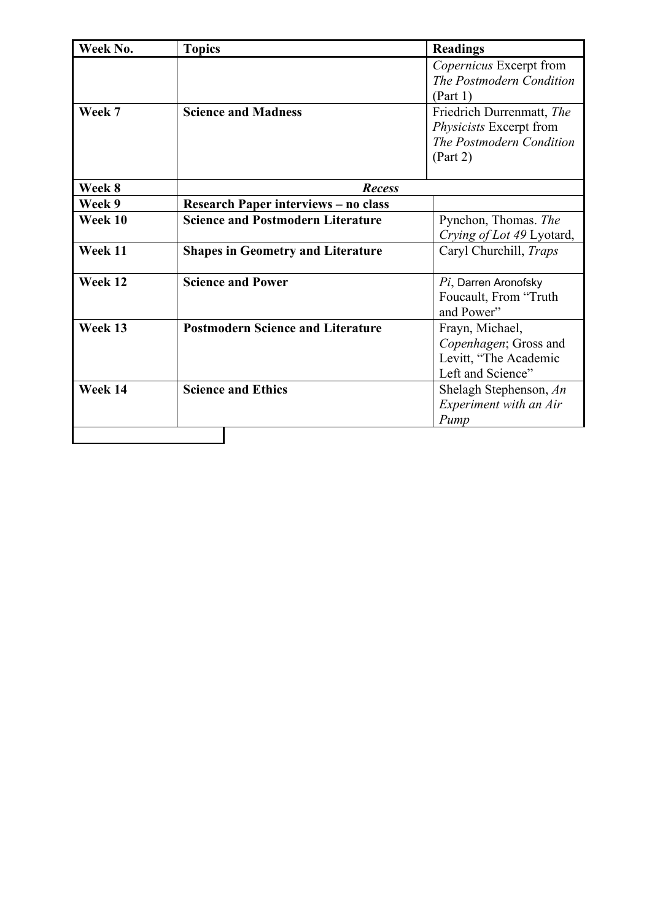| Week No. | Topics | Readings |
|---|---|---|
| | | *Copernicus* Excerpt from *The Postmodern Condition* (Part 1) |
| **Week 7** | **Science and Madness** | Friedrich Durrenmatt, *The Physicists* Excerpt from *The Postmodern Condition* (Part 2) |
| **Week 8** | ***Recess*** | |
| **Week 9** | **Research Paper interviews – no class** | |
| **Week 10** | **Science and Postmodern Literature** | Pynchon, Thomas. *The Crying of Lot 49* Lyotard, |
| **Week 11** | **Shapes in Geometry and Literature** | Caryl Churchill, *Traps* |
| **Week 12** | **Science and Power** | *Pi*, Darren Aronofsky Foucault, From "Truth and Power" |
| **Week 13** | **Postmodern Science and Literature** | Frayn, Michael, *Copenhagen*; Gross and Levitt, "The Academic Left and Science" |
| **Week 14** | **Science and Ethics** | Shelagh Stephenson, *An Experiment with an Air Pump* |